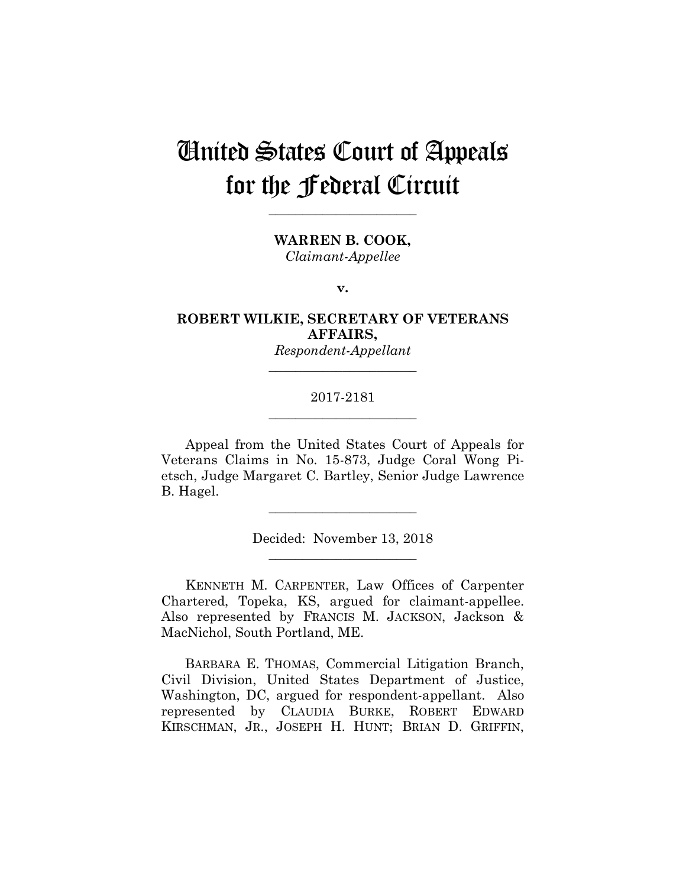# United States Court of Appeals for the Federal Circuit

______________________

**WARREN B. COOK,**
*Claimant-Appellee*

**v.**

**ROBERT WILKIE, SECRETARY OF VETERANS AFFAIRS,**
*Respondent-Appellant*

______________________

2017-2181

______________________

Appeal from the United States Court of Appeals for Veterans Claims in No. 15-873, Judge Coral Wong Pietsch, Judge Margaret C. Bartley, Senior Judge Lawrence B. Hagel.

______________________

Decided: November 13, 2018

______________________

KENNETH M. CARPENTER, Law Offices of Carpenter Chartered, Topeka, KS, argued for claimant-appellee. Also represented by FRANCIS M. JACKSON, Jackson & MacNichol, South Portland, ME.

BARBARA E. THOMAS, Commercial Litigation Branch, Civil Division, United States Department of Justice, Washington, DC, argued for respondent-appellant. Also represented by CLAUDIA BURKE, ROBERT EDWARD KIRSCHMAN, JR., JOSEPH H. HUNT; BRIAN D. GRIFFIN,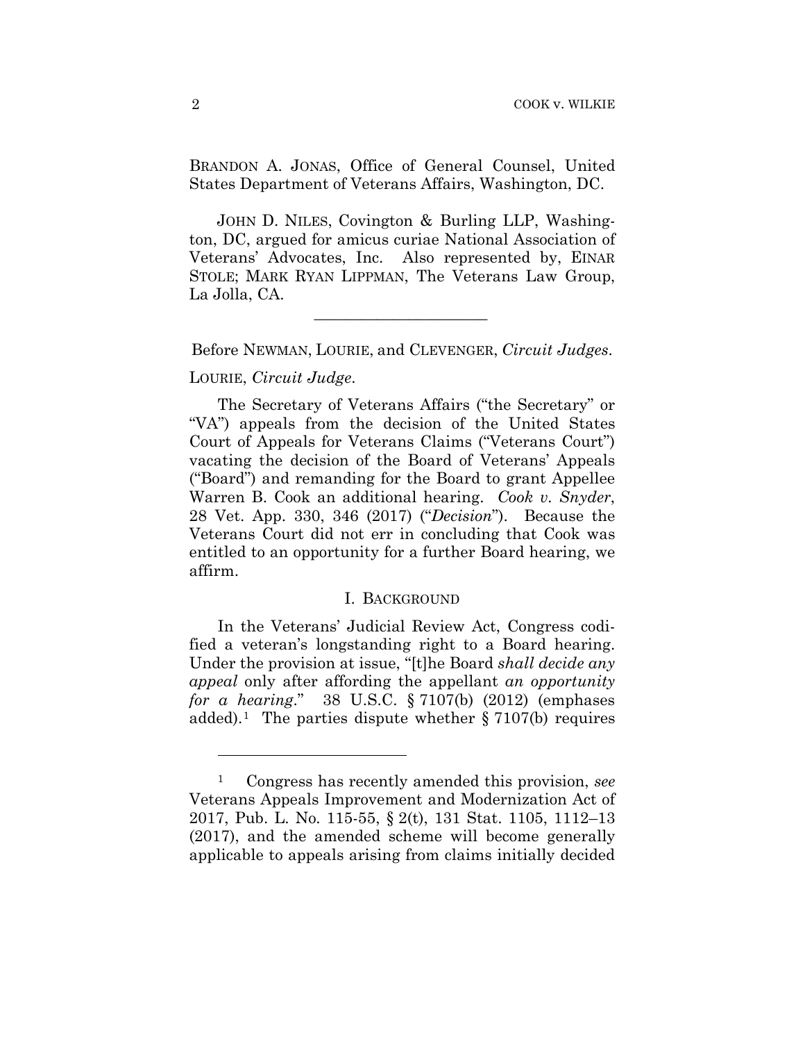BRANDON A. JONAS, Office of General Counsel, United States Department of Veterans Affairs, Washington, DC.

JOHN D. NILES, Covington & Burling LLP, Washington, DC, argued for amicus curiae National Association of Veterans' Advocates, Inc. Also represented by, EINAR STOLE; MARK RYAN LIPPMAN, The Veterans Law Group, La Jolla, CA.

---

Before NEWMAN, LOURIE, and CLEVENGER, *Circuit Judges*.

LOURIE, *Circuit Judge*.

The Secretary of Veterans Affairs ("the Secretary" or "VA") appeals from the decision of the United States Court of Appeals for Veterans Claims ("Veterans Court") vacating the decision of the Board of Veterans' Appeals ("Board") and remanding for the Board to grant Appellee Warren B. Cook an additional hearing. *Cook v. Snyder*, 28 Vet. App. 330, 346 (2017) ("*Decision*"). Because the Veterans Court did not err in concluding that Cook was entitled to an opportunity for a further Board hearing, we affirm.

## I. BACKGROUND

In the Veterans' Judicial Review Act, Congress codified a veteran's longstanding right to a Board hearing. Under the provision at issue, "[t]he Board *shall decide any appeal* only after affording the appellant *an opportunity for a hearing*." 38 U.S.C. § 7107(b) (2012) (emphases added).[1] The parties dispute whether § 7107(b) requires

---

[1] Congress has recently amended this provision, *see* Veterans Appeals Improvement and Modernization Act of 2017, Pub. L. No. 115-55, § 2(t), 131 Stat. 1105, 1112–13 (2017), and the amended scheme will become generally applicable to appeals arising from claims initially decided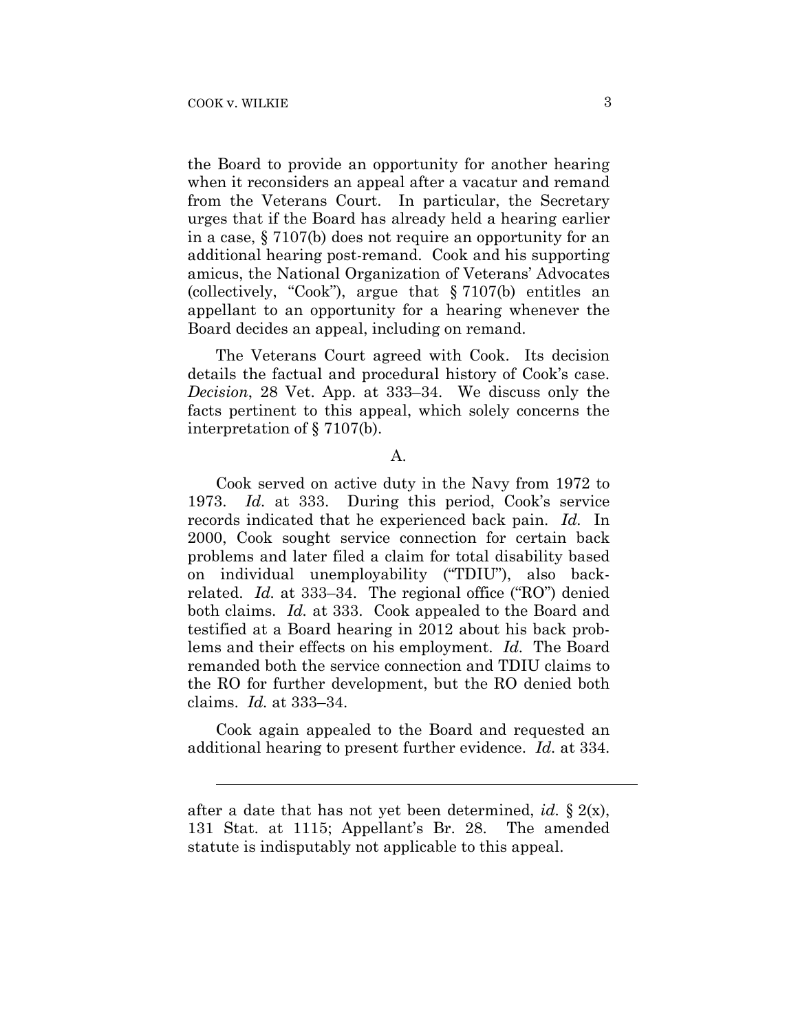the Board to provide an opportunity for another hearing when it reconsiders an appeal after a vacatur and remand from the Veterans Court. In particular, the Secretary urges that if the Board has already held a hearing earlier in a case, § 7107(b) does not require an opportunity for an additional hearing post-remand. Cook and his supporting amicus, the National Organization of Veterans' Advocates (collectively, "Cook"), argue that § 7107(b) entitles an appellant to an opportunity for a hearing whenever the Board decides an appeal, including on remand.

The Veterans Court agreed with Cook. Its decision details the factual and procedural history of Cook's case. *Decision*, 28 Vet. App. at 333–34. We discuss only the facts pertinent to this appeal, which solely concerns the interpretation of § 7107(b).

A.

Cook served on active duty in the Navy from 1972 to 1973. *Id.* at 333. During this period, Cook's service records indicated that he experienced back pain. *Id.* In 2000, Cook sought service connection for certain back problems and later filed a claim for total disability based on individual unemployability ("TDIU"), also back-related. *Id.* at 333–34. The regional office ("RO") denied both claims. *Id.* at 333. Cook appealed to the Board and testified at a Board hearing in 2012 about his back problems and their effects on his employment. *Id.* The Board remanded both the service connection and TDIU claims to the RO for further development, but the RO denied both claims. *Id.* at 333–34.

Cook again appealed to the Board and requested an additional hearing to present further evidence. *Id.* at 334.

---

after a date that has not yet been determined, *id.* § 2(x), 131 Stat. at 1115; Appellant's Br. 28. The amended statute is indisputably not applicable to this appeal.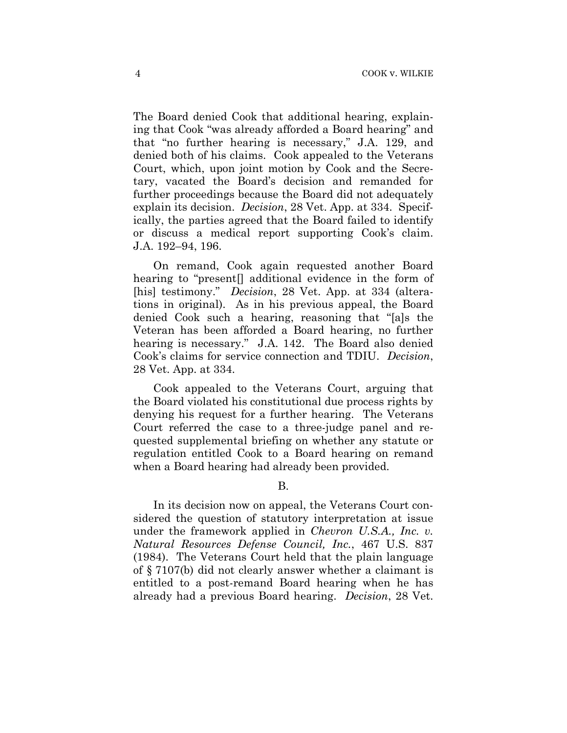The Board denied Cook that additional hearing, explaining that Cook "was already afforded a Board hearing" and that "no further hearing is necessary," J.A. 129, and denied both of his claims. Cook appealed to the Veterans Court, which, upon joint motion by Cook and the Secretary, vacated the Board's decision and remanded for further proceedings because the Board did not adequately explain its decision. *Decision*, 28 Vet. App. at 334. Specifically, the parties agreed that the Board failed to identify or discuss a medical report supporting Cook's claim. J.A. 192–94, 196.

On remand, Cook again requested another Board hearing to "present[] additional evidence in the form of [his] testimony." *Decision*, 28 Vet. App. at 334 (alterations in original). As in his previous appeal, the Board denied Cook such a hearing, reasoning that "[a]s the Veteran has been afforded a Board hearing, no further hearing is necessary." J.A. 142. The Board also denied Cook's claims for service connection and TDIU. *Decision*, 28 Vet. App. at 334.

Cook appealed to the Veterans Court, arguing that the Board violated his constitutional due process rights by denying his request for a further hearing. The Veterans Court referred the case to a three-judge panel and requested supplemental briefing on whether any statute or regulation entitled Cook to a Board hearing on remand when a Board hearing had already been provided.

B.

In its decision now on appeal, the Veterans Court considered the question of statutory interpretation at issue under the framework applied in *Chevron U.S.A., Inc. v. Natural Resources Defense Council, Inc.*, 467 U.S. 837 (1984). The Veterans Court held that the plain language of § 7107(b) did not clearly answer whether a claimant is entitled to a post-remand Board hearing when he has already had a previous Board hearing. *Decision*, 28 Vet.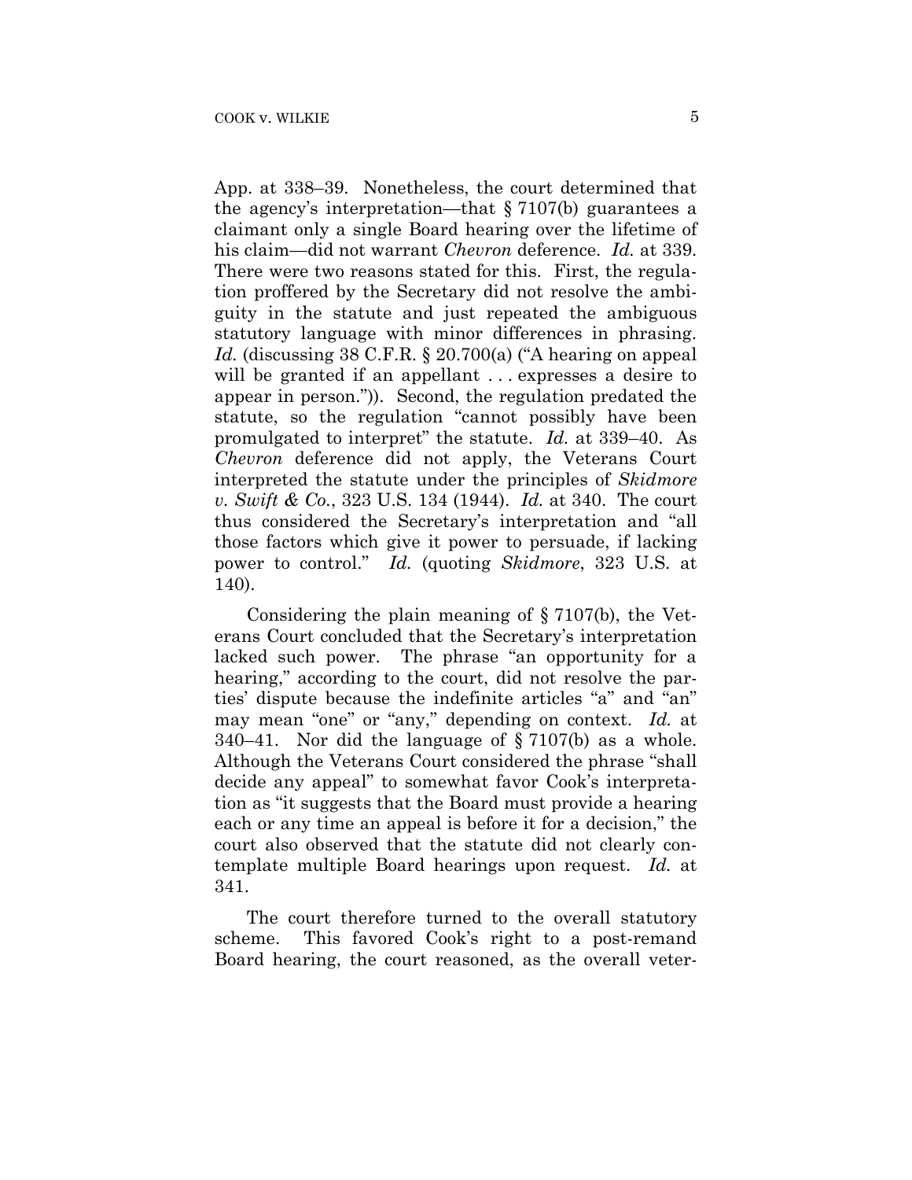App. at 338–39. Nonetheless, the court determined that the agency's interpretation—that § 7107(b) guarantees a claimant only a single Board hearing over the lifetime of his claim—did not warrant *Chevron* deference. *Id.* at 339. There were two reasons stated for this. First, the regulation proffered by the Secretary did not resolve the ambiguity in the statute and just repeated the ambiguous statutory language with minor differences in phrasing. *Id.* (discussing 38 C.F.R. § 20.700(a) ("A hearing on appeal will be granted if an appellant . . . expresses a desire to appear in person.")). Second, the regulation predated the statute, so the regulation "cannot possibly have been promulgated to interpret" the statute. *Id.* at 339–40. As *Chevron* deference did not apply, the Veterans Court interpreted the statute under the principles of *Skidmore v. Swift & Co.*, 323 U.S. 134 (1944). *Id.* at 340. The court thus considered the Secretary's interpretation and "all those factors which give it power to persuade, if lacking power to control." *Id.* (quoting *Skidmore*, 323 U.S. at 140).

Considering the plain meaning of § 7107(b), the Veterans Court concluded that the Secretary's interpretation lacked such power. The phrase "an opportunity for a hearing," according to the court, did not resolve the parties' dispute because the indefinite articles "a" and "an" may mean "one" or "any," depending on context. *Id.* at 340–41. Nor did the language of § 7107(b) as a whole. Although the Veterans Court considered the phrase "shall decide any appeal" to somewhat favor Cook's interpretation as "it suggests that the Board must provide a hearing each or any time an appeal is before it for a decision," the court also observed that the statute did not clearly contemplate multiple Board hearings upon request. *Id.* at 341.

The court therefore turned to the overall statutory scheme. This favored Cook's right to a post-remand Board hearing, the court reasoned, as the overall veter-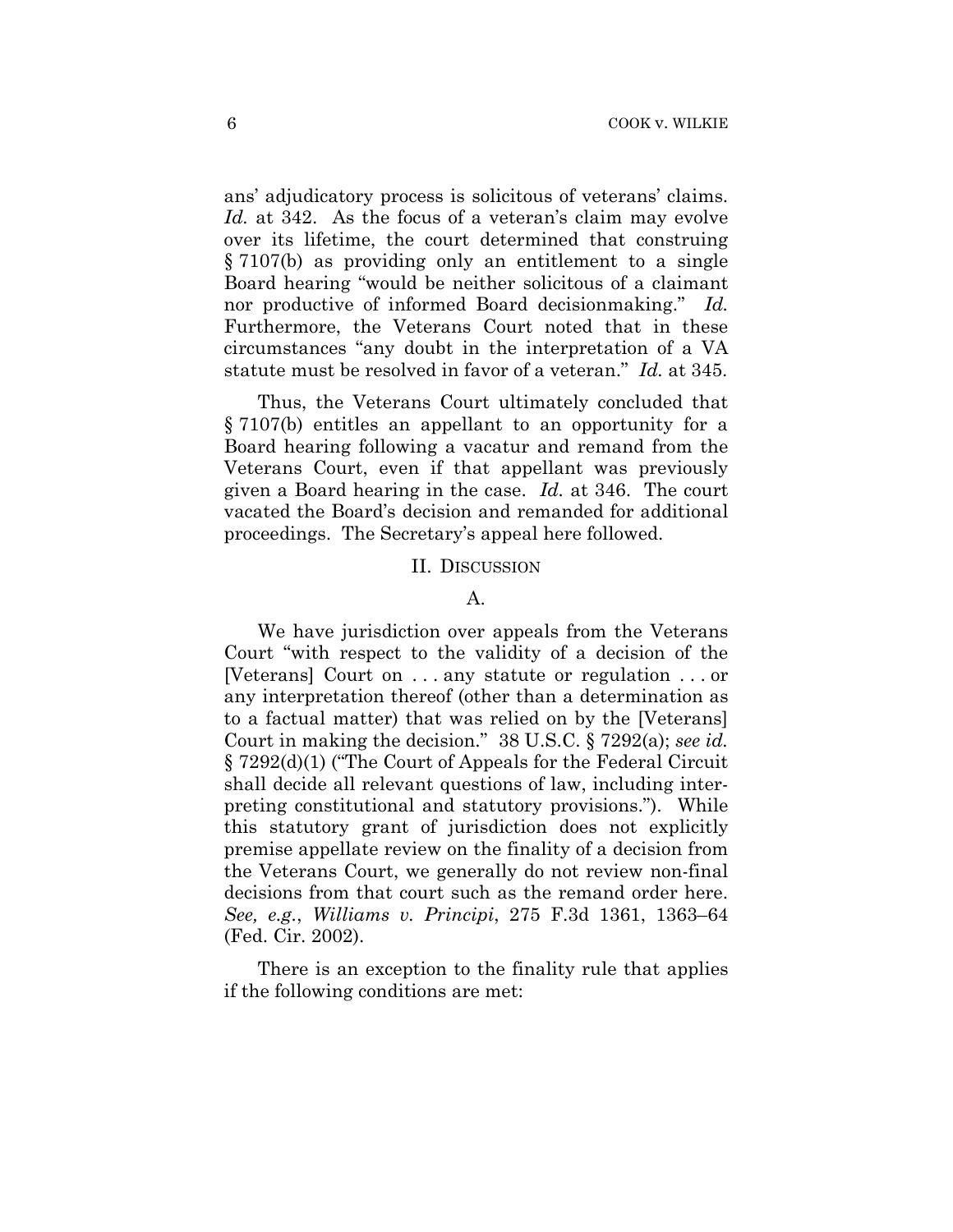ans' adjudicatory process is solicitous of veterans' claims. *Id.* at 342. As the focus of a veteran's claim may evolve over its lifetime, the court determined that construing § 7107(b) as providing only an entitlement to a single Board hearing "would be neither solicitous of a claimant nor productive of informed Board decisionmaking." *Id.* Furthermore, the Veterans Court noted that in these circumstances "any doubt in the interpretation of a VA statute must be resolved in favor of a veteran." *Id.* at 345.

Thus, the Veterans Court ultimately concluded that § 7107(b) entitles an appellant to an opportunity for a Board hearing following a vacatur and remand from the Veterans Court, even if that appellant was previously given a Board hearing in the case. *Id.* at 346. The court vacated the Board's decision and remanded for additional proceedings. The Secretary's appeal here followed.

## II. DISCUSSION

### A.

We have jurisdiction over appeals from the Veterans Court "with respect to the validity of a decision of the [Veterans] Court on . . . any statute or regulation . . . or any interpretation thereof (other than a determination as to a factual matter) that was relied on by the [Veterans] Court in making the decision." 38 U.S.C. § 7292(a); *see id.* § 7292(d)(1) ("The Court of Appeals for the Federal Circuit shall decide all relevant questions of law, including interpreting constitutional and statutory provisions."). While this statutory grant of jurisdiction does not explicitly premise appellate review on the finality of a decision from the Veterans Court, we generally do not review non-final decisions from that court such as the remand order here. *See, e.g.*, *Williams v. Principi*, 275 F.3d 1361, 1363–64 (Fed. Cir. 2002).

There is an exception to the finality rule that applies if the following conditions are met: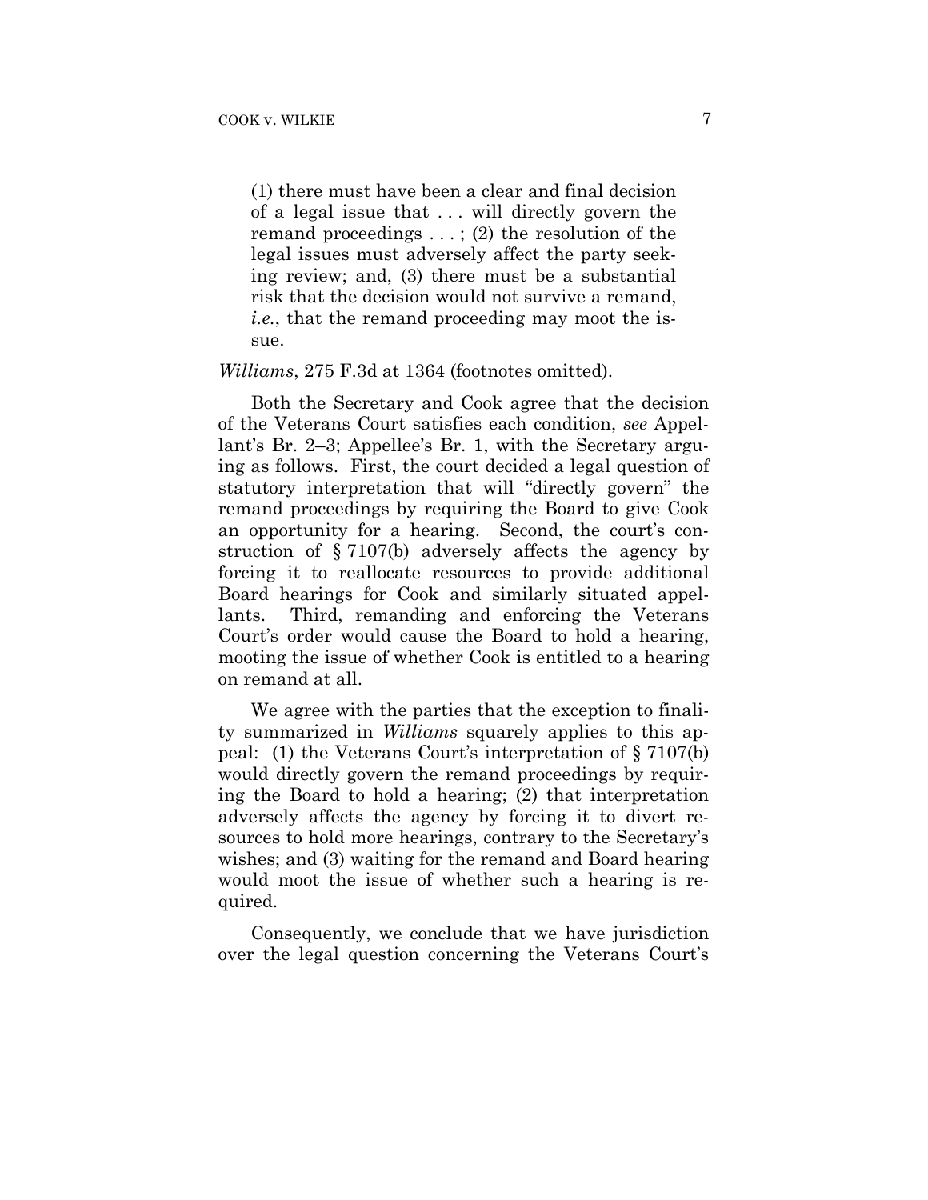> (1) there must have been a clear and final decision of a legal issue that . . . will directly govern the remand proceedings . . . ; (2) the resolution of the legal issues must adversely affect the party seeking review; and, (3) there must be a substantial risk that the decision would not survive a remand, *i.e.*, that the remand proceeding may moot the issue.

*Williams*, 275 F.3d at 1364 (footnotes omitted).

Both the Secretary and Cook agree that the decision of the Veterans Court satisfies each condition, *see* Appellant's Br. 2–3; Appellee's Br. 1, with the Secretary arguing as follows. First, the court decided a legal question of statutory interpretation that will "directly govern" the remand proceedings by requiring the Board to give Cook an opportunity for a hearing. Second, the court's construction of § 7107(b) adversely affects the agency by forcing it to reallocate resources to provide additional Board hearings for Cook and similarly situated appellants. Third, remanding and enforcing the Veterans Court's order would cause the Board to hold a hearing, mooting the issue of whether Cook is entitled to a hearing on remand at all.

We agree with the parties that the exception to finality summarized in *Williams* squarely applies to this appeal: (1) the Veterans Court's interpretation of § 7107(b) would directly govern the remand proceedings by requiring the Board to hold a hearing; (2) that interpretation adversely affects the agency by forcing it to divert resources to hold more hearings, contrary to the Secretary's wishes; and (3) waiting for the remand and Board hearing would moot the issue of whether such a hearing is required.

Consequently, we conclude that we have jurisdiction over the legal question concerning the Veterans Court's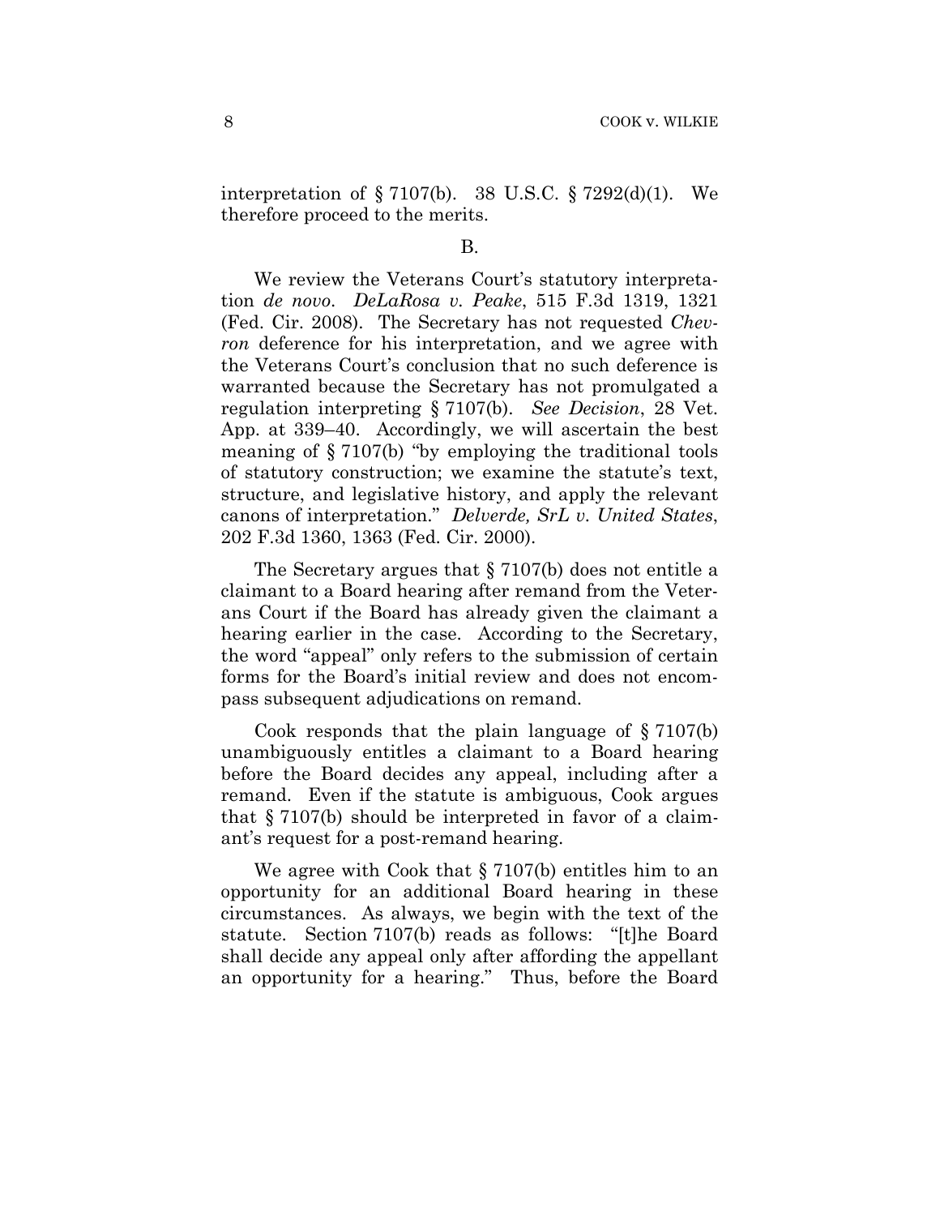interpretation of § 7107(b). 38 U.S.C. § 7292(d)(1). We therefore proceed to the merits.

B.

We review the Veterans Court's statutory interpretation *de novo*. *DeLaRosa v. Peake*, 515 F.3d 1319, 1321 (Fed. Cir. 2008). The Secretary has not requested *Chevron* deference for his interpretation, and we agree with the Veterans Court's conclusion that no such deference is warranted because the Secretary has not promulgated a regulation interpreting § 7107(b). *See Decision*, 28 Vet. App. at 339–40. Accordingly, we will ascertain the best meaning of § 7107(b) "by employing the traditional tools of statutory construction; we examine the statute's text, structure, and legislative history, and apply the relevant canons of interpretation." *Delverde, SrL v. United States*, 202 F.3d 1360, 1363 (Fed. Cir. 2000).

The Secretary argues that § 7107(b) does not entitle a claimant to a Board hearing after remand from the Veterans Court if the Board has already given the claimant a hearing earlier in the case. According to the Secretary, the word "appeal" only refers to the submission of certain forms for the Board's initial review and does not encompass subsequent adjudications on remand.

Cook responds that the plain language of § 7107(b) unambiguously entitles a claimant to a Board hearing before the Board decides any appeal, including after a remand. Even if the statute is ambiguous, Cook argues that § 7107(b) should be interpreted in favor of a claimant's request for a post-remand hearing.

We agree with Cook that § 7107(b) entitles him to an opportunity for an additional Board hearing in these circumstances. As always, we begin with the text of the statute. Section 7107(b) reads as follows: "[t]he Board shall decide any appeal only after affording the appellant an opportunity for a hearing." Thus, before the Board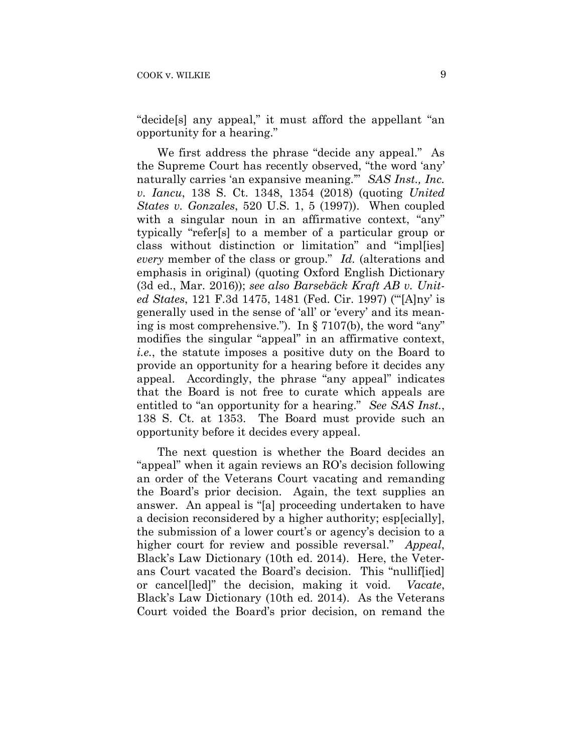"decide[s] any appeal," it must afford the appellant "an opportunity for a hearing."

We first address the phrase "decide any appeal." As the Supreme Court has recently observed, "the word 'any' naturally carries 'an expansive meaning.'" *SAS Inst., Inc. v. Iancu*, 138 S. Ct. 1348, 1354 (2018) (quoting *United States v. Gonzales*, 520 U.S. 1, 5 (1997)). When coupled with a singular noun in an affirmative context, "any" typically "refer[s] to a member of a particular group or class without distinction or limitation" and "impl[ies] *every* member of the class or group." *Id.* (alterations and emphasis in original) (quoting Oxford English Dictionary (3d ed., Mar. 2016)); *see also Barsebäck Kraft AB v. United States*, 121 F.3d 1475, 1481 (Fed. Cir. 1997) ("'[A]ny' is generally used in the sense of 'all' or 'every' and its meaning is most comprehensive."). In § 7107(b), the word "any" modifies the singular "appeal" in an affirmative context, *i.e.*, the statute imposes a positive duty on the Board to provide an opportunity for a hearing before it decides any appeal. Accordingly, the phrase "any appeal" indicates that the Board is not free to curate which appeals are entitled to "an opportunity for a hearing." *See SAS Inst.*, 138 S. Ct. at 1353. The Board must provide such an opportunity before it decides every appeal.

The next question is whether the Board decides an "appeal" when it again reviews an RO's decision following an order of the Veterans Court vacating and remanding the Board's prior decision. Again, the text supplies an answer. An appeal is "[a] proceeding undertaken to have a decision reconsidered by a higher authority; esp[ecially], the submission of a lower court's or agency's decision to a higher court for review and possible reversal." *Appeal*, Black's Law Dictionary (10th ed. 2014). Here, the Veterans Court vacated the Board's decision. This "nullif[ied] or cancel[led]" the decision, making it void. *Vacate*, Black's Law Dictionary (10th ed. 2014). As the Veterans Court voided the Board's prior decision, on remand the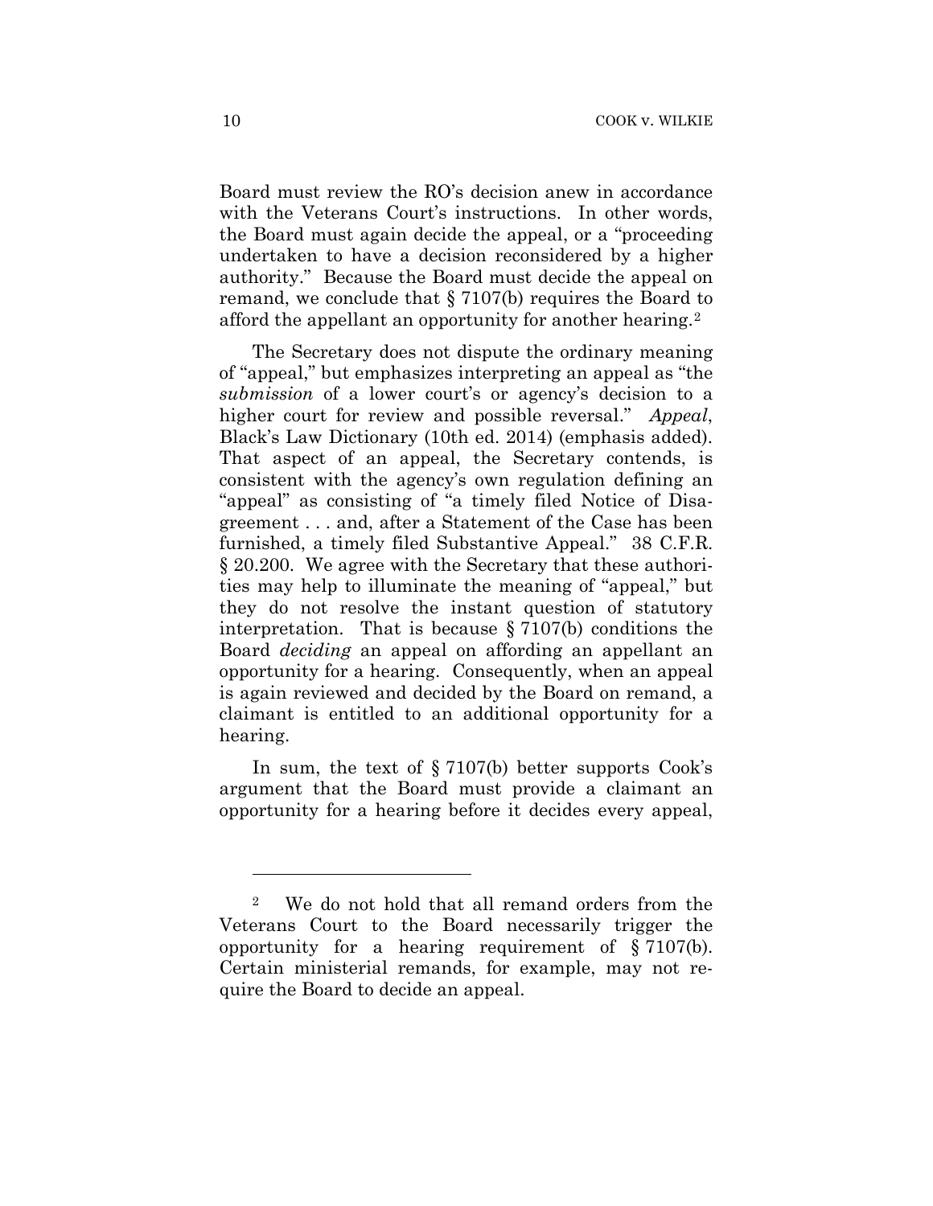Board must review the RO's decision anew in accordance with the Veterans Court's instructions. In other words, the Board must again decide the appeal, or a "proceeding undertaken to have a decision reconsidered by a higher authority." Because the Board must decide the appeal on remand, we conclude that § 7107(b) requires the Board to afford the appellant an opportunity for another hearing.[2]

The Secretary does not dispute the ordinary meaning of "appeal," but emphasizes interpreting an appeal as "the *submission* of a lower court's or agency's decision to a higher court for review and possible reversal." *Appeal*, Black's Law Dictionary (10th ed. 2014) (emphasis added). That aspect of an appeal, the Secretary contends, is consistent with the agency's own regulation defining an "appeal" as consisting of "a timely filed Notice of Disagreement . . . and, after a Statement of the Case has been furnished, a timely filed Substantive Appeal." 38 C.F.R. § 20.200. We agree with the Secretary that these authorities may help to illuminate the meaning of "appeal," but they do not resolve the instant question of statutory interpretation. That is because § 7107(b) conditions the Board *deciding* an appeal on affording an appellant an opportunity for a hearing. Consequently, when an appeal is again reviewed and decided by the Board on remand, a claimant is entitled to an additional opportunity for a hearing.

In sum, the text of § 7107(b) better supports Cook's argument that the Board must provide a claimant an opportunity for a hearing before it decides every appeal,

---

[2] We do not hold that all remand orders from the Veterans Court to the Board necessarily trigger the opportunity for a hearing requirement of § 7107(b). Certain ministerial remands, for example, may not require the Board to decide an appeal.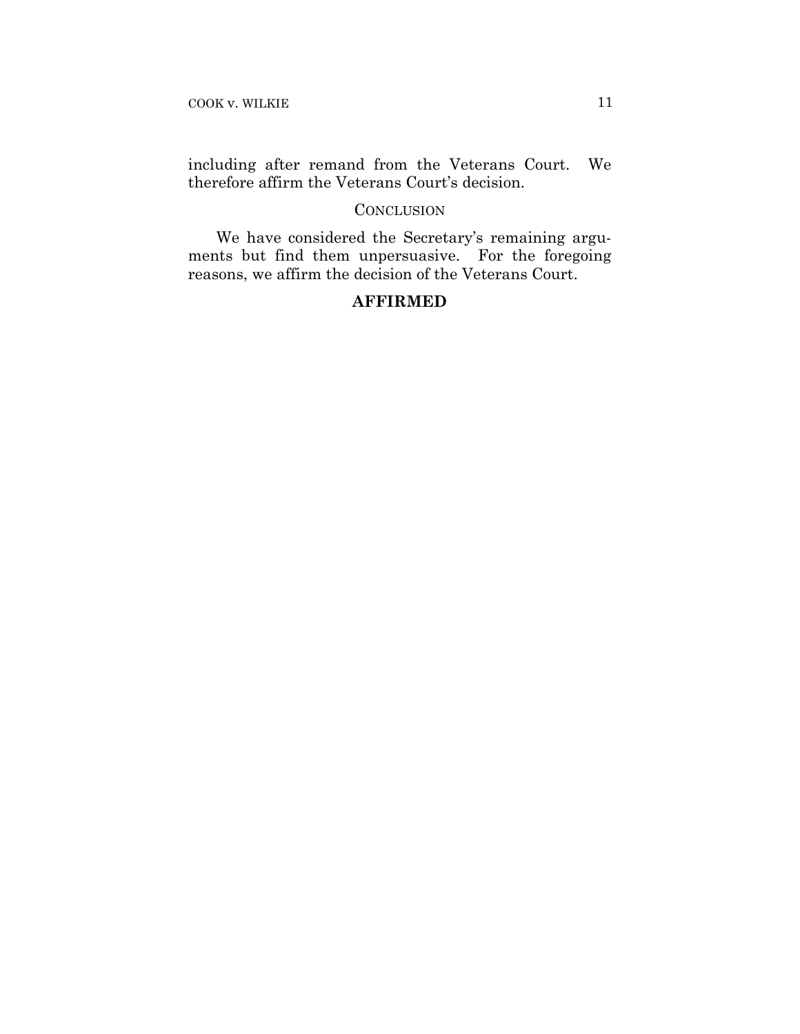including after remand from the Veterans Court. We therefore affirm the Veterans Court's decision.

## CONCLUSION

We have considered the Secretary's remaining arguments but find them unpersuasive. For the foregoing reasons, we affirm the decision of the Veterans Court.

**AFFIRMED**